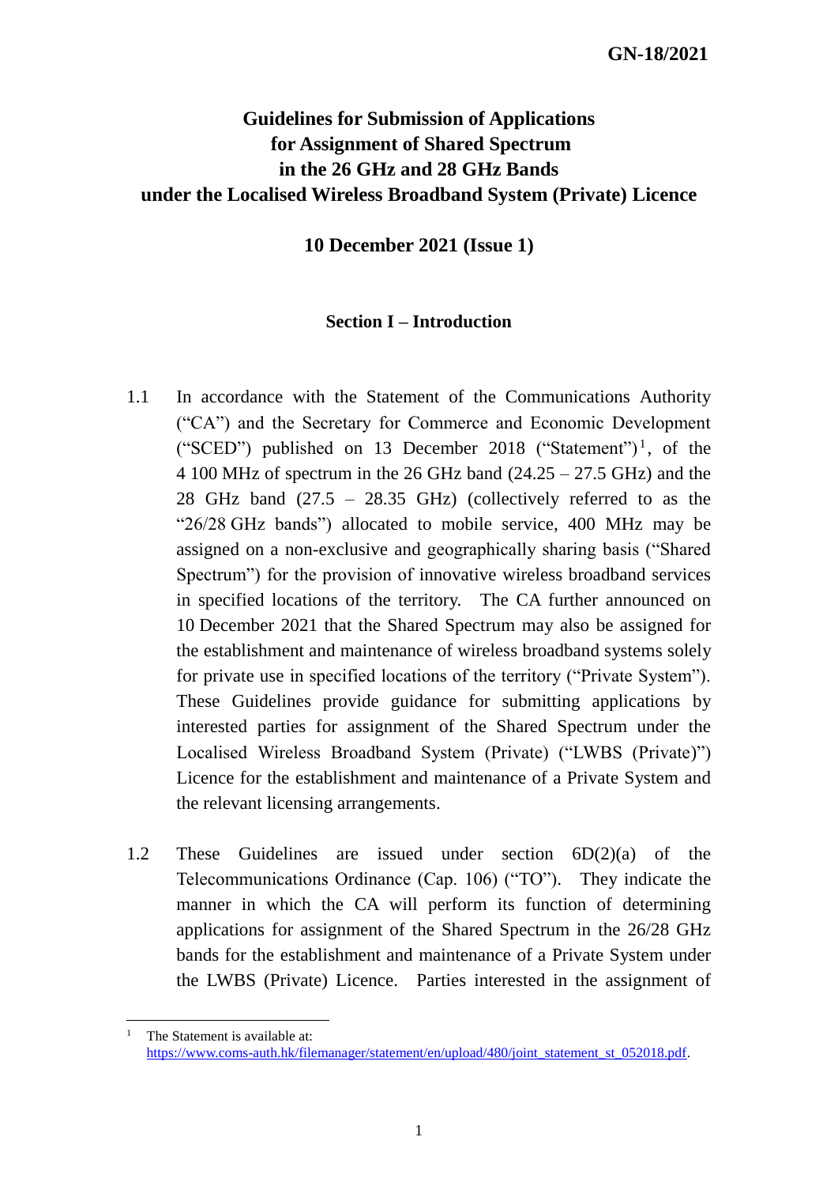GN-18/2021

# Guidelines for Submission of Applications for Assignment of Shared Spectrum in the 26 GHz and 28 GHz Bands under the Localised Wireless Broadband System (Private) Licence

**10 December 2021 (Issue 1)**

## Section I – Introduction

1.1 In accordance with the Statement of the Communications Authority ("CA") and the Secretary for Commerce and Economic Development ("SCED") published on 13 December 2018 ("Statement")[1], of the 4 100 MHz of spectrum in the 26 GHz band (24.25 – 27.5 GHz) and the 28 GHz band (27.5 – 28.35 GHz) (collectively referred to as the "26/28 GHz bands") allocated to mobile service, 400 MHz may be assigned on a non-exclusive and geographically sharing basis ("Shared Spectrum") for the provision of innovative wireless broadband services in specified locations of the territory. The CA further announced on 10 December 2021 that the Shared Spectrum may also be assigned for the establishment and maintenance of wireless broadband systems solely for private use in specified locations of the territory ("Private System"). These Guidelines provide guidance for submitting applications by interested parties for assignment of the Shared Spectrum under the Localised Wireless Broadband System (Private) ("LWBS (Private)") Licence for the establishment and maintenance of a Private System and the relevant licensing arrangements.

1.2 These Guidelines are issued under section 6D(2)(a) of the Telecommunications Ordinance (Cap. 106) ("TO"). They indicate the manner in which the CA will perform its function of determining applications for assignment of the Shared Spectrum in the 26/28 GHz bands for the establishment and maintenance of a Private System under the LWBS (Private) Licence. Parties interested in the assignment of

---

[1] The Statement is available at: https://www.coms-auth.hk/filemanager/statement/en/upload/480/joint_statement_st_052018.pdf.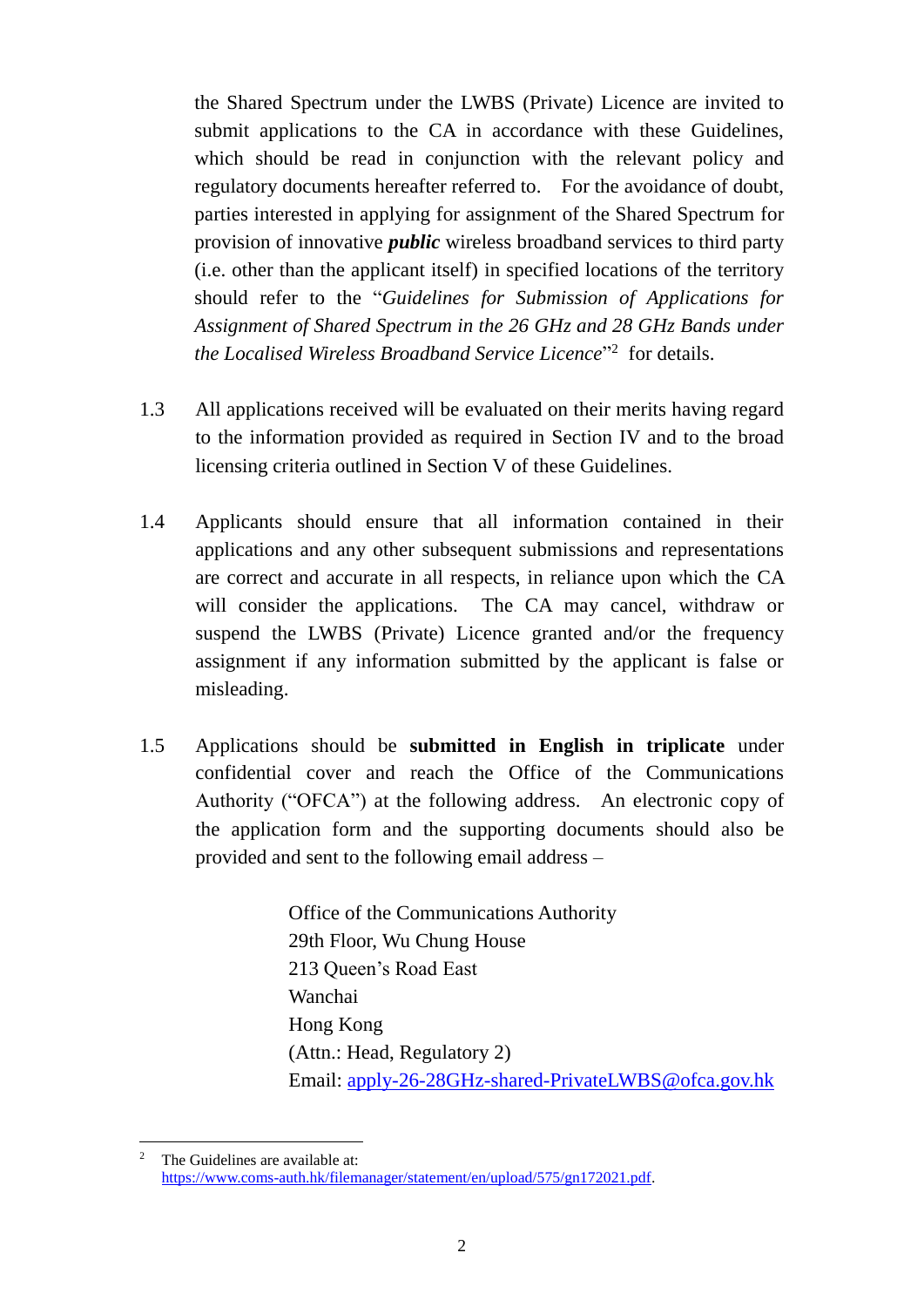the Shared Spectrum under the LWBS (Private) Licence are invited to submit applications to the CA in accordance with these Guidelines, which should be read in conjunction with the relevant policy and regulatory documents hereafter referred to. For the avoidance of doubt, parties interested in applying for assignment of the Shared Spectrum for provision of innovative ***public*** wireless broadband services to third party (i.e. other than the applicant itself) in specified locations of the territory should refer to the "*Guidelines for Submission of Applications for Assignment of Shared Spectrum in the 26 GHz and 28 GHz Bands under the Localised Wireless Broadband Service Licence*"[2] for details.

1.3 All applications received will be evaluated on their merits having regard to the information provided as required in Section IV and to the broad licensing criteria outlined in Section V of these Guidelines.

1.4 Applicants should ensure that all information contained in their applications and any other subsequent submissions and representations are correct and accurate in all respects, in reliance upon which the CA will consider the applications. The CA may cancel, withdraw or suspend the LWBS (Private) Licence granted and/or the frequency assignment if any information submitted by the applicant is false or misleading.

1.5 Applications should be **submitted in English in triplicate** under confidential cover and reach the Office of the Communications Authority ("OFCA") at the following address. An electronic copy of the application form and the supporting documents should also be provided and sent to the following email address –

> Office of the Communications Authority
> 29th Floor, Wu Chung House
> 213 Queen's Road East
> Wanchai
> Hong Kong
> (Attn.: Head, Regulatory 2)
> Email: apply-26-28GHz-shared-PrivateLWBS@ofca.gov.hk

---

[2] The Guidelines are available at: https://www.coms-auth.hk/filemanager/statement/en/upload/575/gn172021.pdf.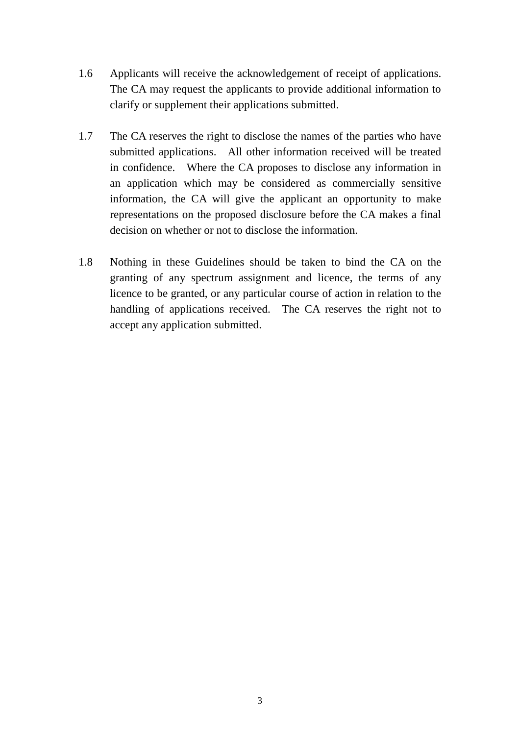1.6 Applicants will receive the acknowledgement of receipt of applications. The CA may request the applicants to provide additional information to clarify or supplement their applications submitted.

1.7 The CA reserves the right to disclose the names of the parties who have submitted applications. All other information received will be treated in confidence. Where the CA proposes to disclose any information in an application which may be considered as commercially sensitive information, the CA will give the applicant an opportunity to make representations on the proposed disclosure before the CA makes a final decision on whether or not to disclose the information.

1.8 Nothing in these Guidelines should be taken to bind the CA on the granting of any spectrum assignment and licence, the terms of any licence to be granted, or any particular course of action in relation to the handling of applications received. The CA reserves the right not to accept any application submitted.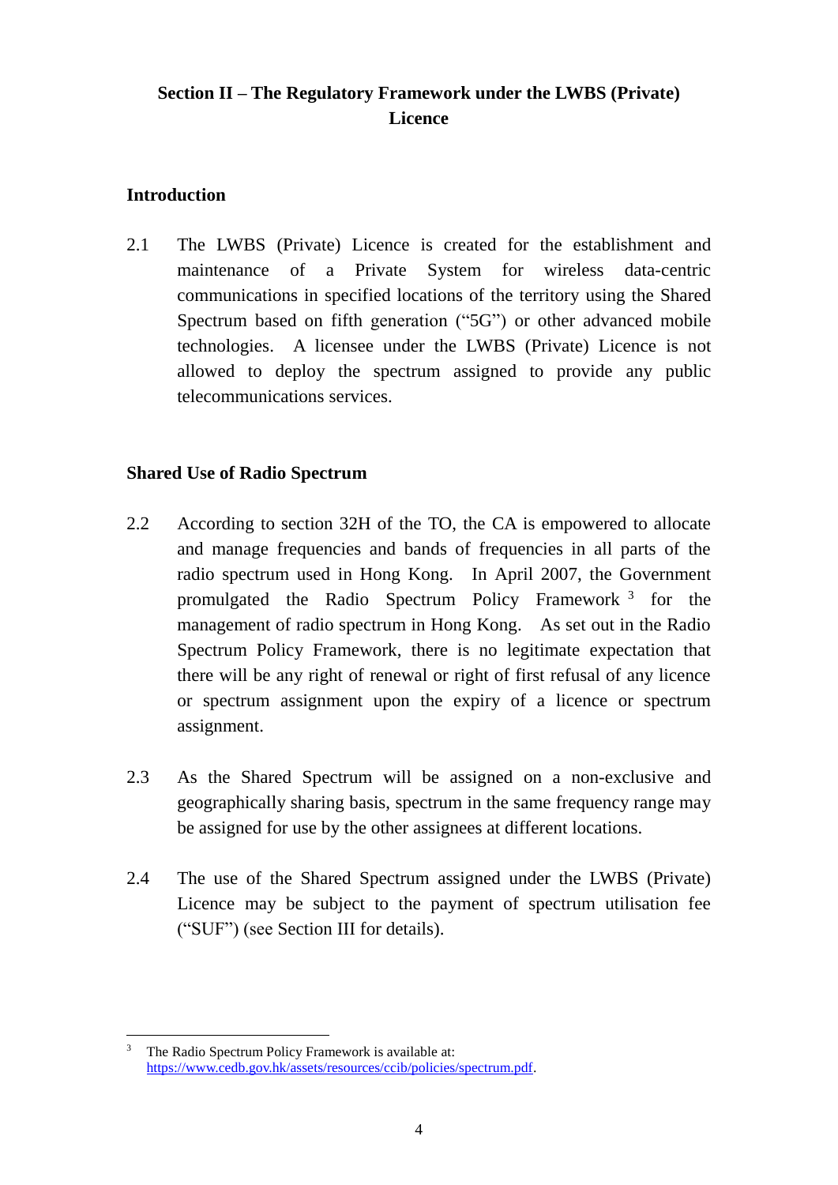## Section II – The Regulatory Framework under the LWBS (Private) Licence

### Introduction

2.1 The LWBS (Private) Licence is created for the establishment and maintenance of a Private System for wireless data-centric communications in specified locations of the territory using the Shared Spectrum based on fifth generation ("5G") or other advanced mobile technologies. A licensee under the LWBS (Private) Licence is not allowed to deploy the spectrum assigned to provide any public telecommunications services.

### Shared Use of Radio Spectrum

2.2 According to section 32H of the TO, the CA is empowered to allocate and manage frequencies and bands of frequencies in all parts of the radio spectrum used in Hong Kong. In April 2007, the Government promulgated the Radio Spectrum Policy Framework [3] for the management of radio spectrum in Hong Kong. As set out in the Radio Spectrum Policy Framework, there is no legitimate expectation that there will be any right of renewal or right of first refusal of any licence or spectrum assignment upon the expiry of a licence or spectrum assignment.

2.3 As the Shared Spectrum will be assigned on a non-exclusive and geographically sharing basis, spectrum in the same frequency range may be assigned for use by the other assignees at different locations.

2.4 The use of the Shared Spectrum assigned under the LWBS (Private) Licence may be subject to the payment of spectrum utilisation fee ("SUF") (see Section III for details).

---

[3] The Radio Spectrum Policy Framework is available at: https://www.cedb.gov.hk/assets/resources/ccib/policies/spectrum.pdf.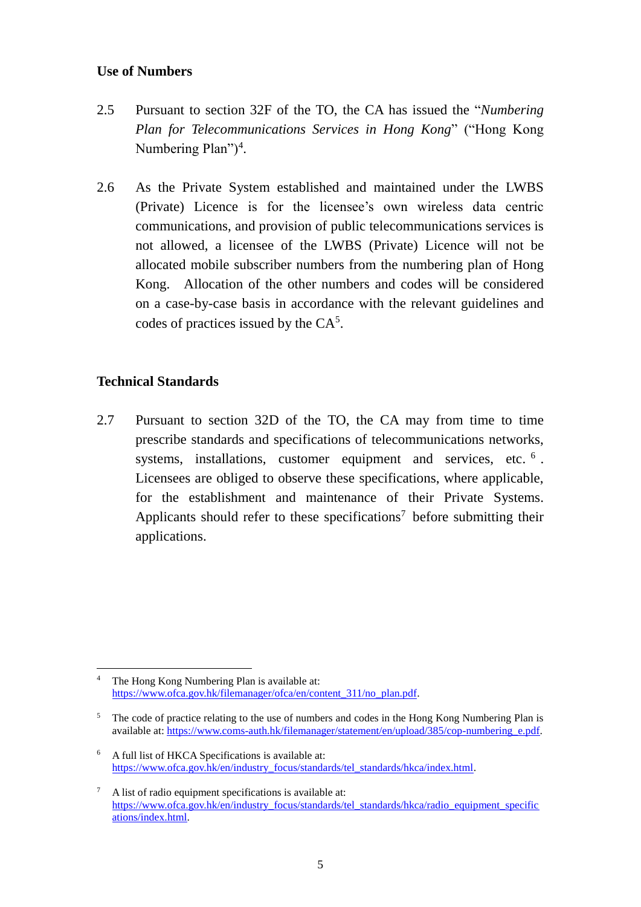**Use of Numbers**

2.5 Pursuant to section 32F of the TO, the CA has issued the "*Numbering Plan for Telecommunications Services in Hong Kong*" ("Hong Kong Numbering Plan")[4].

2.6 As the Private System established and maintained under the LWBS (Private) Licence is for the licensee's own wireless data centric communications, and provision of public telecommunications services is not allowed, a licensee of the LWBS (Private) Licence will not be allocated mobile subscriber numbers from the numbering plan of Hong Kong. Allocation of the other numbers and codes will be considered on a case-by-case basis in accordance with the relevant guidelines and codes of practices issued by the CA[5].

**Technical Standards**

2.7 Pursuant to section 32D of the TO, the CA may from time to time prescribe standards and specifications of telecommunications networks, systems, installations, customer equipment and services, etc.[6]. Licensees are obliged to observe these specifications, where applicable, for the establishment and maintenance of their Private Systems. Applicants should refer to these specifications[7] before submitting their applications.

---

[4] The Hong Kong Numbering Plan is available at: https://www.ofca.gov.hk/filemanager/ofca/en/content_311/no_plan.pdf.

[5] The code of practice relating to the use of numbers and codes in the Hong Kong Numbering Plan is available at: https://www.coms-auth.hk/filemanager/statement/en/upload/385/cop-numbering_e.pdf.

[6] A full list of HKCA Specifications is available at: https://www.ofca.gov.hk/en/industry_focus/standards/tel_standards/hkca/index.html.

[7] A list of radio equipment specifications is available at: https://www.ofca.gov.hk/en/industry_focus/standards/tel_standards/hkca/radio_equipment_specifications/index.html.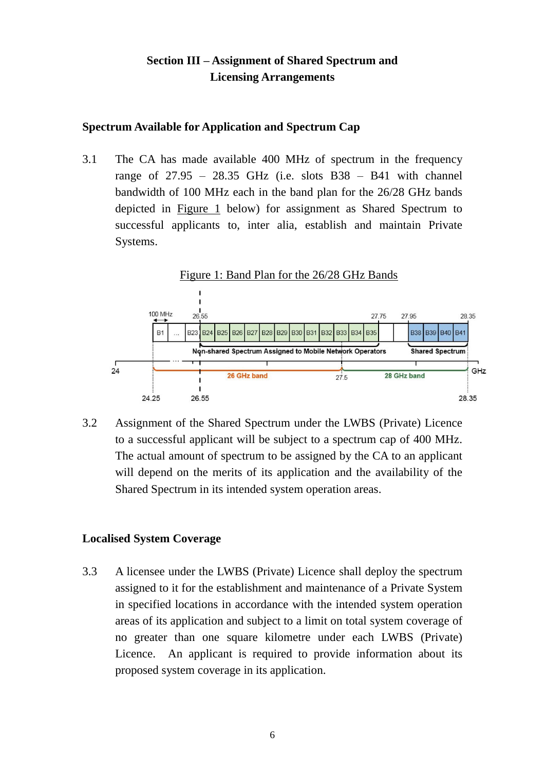## Section III – Assignment of Shared Spectrum and Licensing Arrangements

### Spectrum Available for Application and Spectrum Cap

3.1 The CA has made available 400 MHz of spectrum in the frequency range of 27.95 – 28.35 GHz (i.e. slots B38 – B41 with channel bandwidth of 100 MHz each in the band plan for the 26/28 GHz bands depicted in Figure 1 below) for assignment as Shared Spectrum to successful applicants to, inter alia, establish and maintain Private Systems.

Figure 1: Band Plan for the 26/28 GHz Bands

3.2 Assignment of the Shared Spectrum under the LWBS (Private) Licence to a successful applicant will be subject to a spectrum cap of 400 MHz. The actual amount of spectrum to be assigned by the CA to an applicant will depend on the merits of its application and the availability of the Shared Spectrum in its intended system operation areas.

### Localised System Coverage

3.3 A licensee under the LWBS (Private) Licence shall deploy the spectrum assigned to it for the establishment and maintenance of a Private System in specified locations in accordance with the intended system operation areas of its application and subject to a limit on total system coverage of no greater than one square kilometre under each LWBS (Private) Licence. An applicant is required to provide information about its proposed system coverage in its application.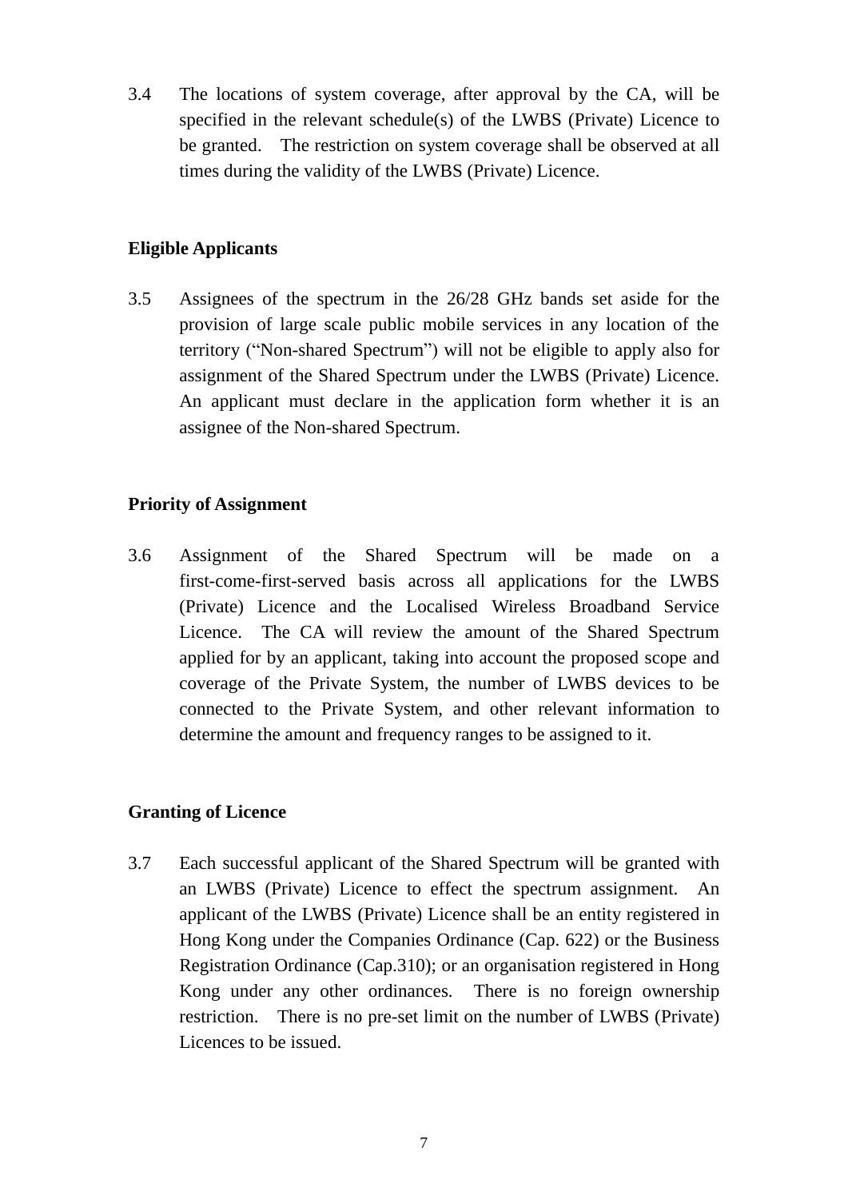3.4 The locations of system coverage, after approval by the CA, will be specified in the relevant schedule(s) of the LWBS (Private) Licence to be granted. The restriction on system coverage shall be observed at all times during the validity of the LWBS (Private) Licence.

**Eligible Applicants**

3.5 Assignees of the spectrum in the 26/28 GHz bands set aside for the provision of large scale public mobile services in any location of the territory ("Non-shared Spectrum") will not be eligible to apply also for assignment of the Shared Spectrum under the LWBS (Private) Licence. An applicant must declare in the application form whether it is an assignee of the Non-shared Spectrum.

**Priority of Assignment**

3.6 Assignment of the Shared Spectrum will be made on a first-come-first-served basis across all applications for the LWBS (Private) Licence and the Localised Wireless Broadband Service Licence. The CA will review the amount of the Shared Spectrum applied for by an applicant, taking into account the proposed scope and coverage of the Private System, the number of LWBS devices to be connected to the Private System, and other relevant information to determine the amount and frequency ranges to be assigned to it.

**Granting of Licence**

3.7 Each successful applicant of the Shared Spectrum will be granted with an LWBS (Private) Licence to effect the spectrum assignment. An applicant of the LWBS (Private) Licence shall be an entity registered in Hong Kong under the Companies Ordinance (Cap. 622) or the Business Registration Ordinance (Cap.310); or an organisation registered in Hong Kong under any other ordinances. There is no foreign ownership restriction. There is no pre-set limit on the number of LWBS (Private) Licences to be issued.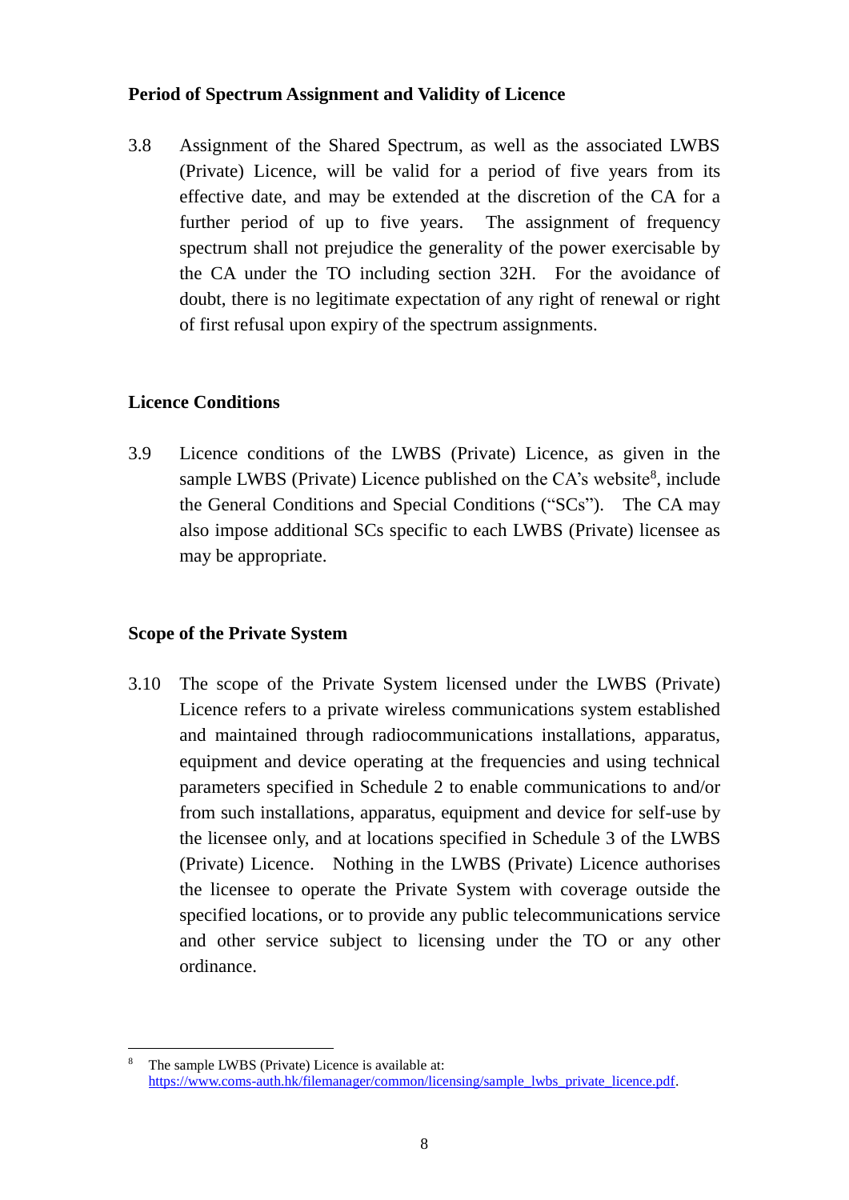**Period of Spectrum Assignment and Validity of Licence**

3.8 Assignment of the Shared Spectrum, as well as the associated LWBS (Private) Licence, will be valid for a period of five years from its effective date, and may be extended at the discretion of the CA for a further period of up to five years. The assignment of frequency spectrum shall not prejudice the generality of the power exercisable by the CA under the TO including section 32H. For the avoidance of doubt, there is no legitimate expectation of any right of renewal or right of first refusal upon expiry of the spectrum assignments.

**Licence Conditions**

3.9 Licence conditions of the LWBS (Private) Licence, as given in the sample LWBS (Private) Licence published on the CA's website[8], include the General Conditions and Special Conditions ("SCs"). The CA may also impose additional SCs specific to each LWBS (Private) licensee as may be appropriate.

**Scope of the Private System**

3.10 The scope of the Private System licensed under the LWBS (Private) Licence refers to a private wireless communications system established and maintained through radiocommunications installations, apparatus, equipment and device operating at the frequencies and using technical parameters specified in Schedule 2 to enable communications to and/or from such installations, apparatus, equipment and device for self-use by the licensee only, and at locations specified in Schedule 3 of the LWBS (Private) Licence. Nothing in the LWBS (Private) Licence authorises the licensee to operate the Private System with coverage outside the specified locations, or to provide any public telecommunications service and other service subject to licensing under the TO or any other ordinance.

---

[8] The sample LWBS (Private) Licence is available at: https://www.coms-auth.hk/filemanager/common/licensing/sample_lwbs_private_licence.pdf.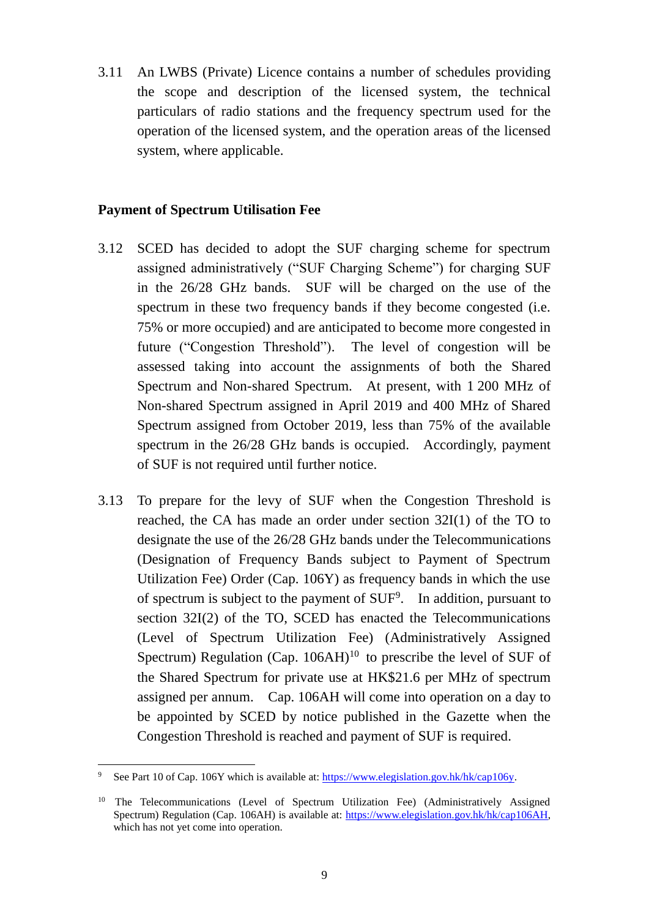3.11 An LWBS (Private) Licence contains a number of schedules providing the scope and description of the licensed system, the technical particulars of radio stations and the frequency spectrum used for the operation of the licensed system, and the operation areas of the licensed system, where applicable.

**Payment of Spectrum Utilisation Fee**

3.12 SCED has decided to adopt the SUF charging scheme for spectrum assigned administratively ("SUF Charging Scheme") for charging SUF in the 26/28 GHz bands. SUF will be charged on the use of the spectrum in these two frequency bands if they become congested (i.e. 75% or more occupied) and are anticipated to become more congested in future ("Congestion Threshold"). The level of congestion will be assessed taking into account the assignments of both the Shared Spectrum and Non-shared Spectrum. At present, with 1 200 MHz of Non-shared Spectrum assigned in April 2019 and 400 MHz of Shared Spectrum assigned from October 2019, less than 75% of the available spectrum in the 26/28 GHz bands is occupied. Accordingly, payment of SUF is not required until further notice.

3.13 To prepare for the levy of SUF when the Congestion Threshold is reached, the CA has made an order under section 32I(1) of the TO to designate the use of the 26/28 GHz bands under the Telecommunications (Designation of Frequency Bands subject to Payment of Spectrum Utilization Fee) Order (Cap. 106Y) as frequency bands in which the use of spectrum is subject to the payment of SUF[9]. In addition, pursuant to section 32I(2) of the TO, SCED has enacted the Telecommunications (Level of Spectrum Utilization Fee) (Administratively Assigned Spectrum) Regulation (Cap. 106AH)[10] to prescribe the level of SUF of the Shared Spectrum for private use at HK$21.6 per MHz of spectrum assigned per annum. Cap. 106AH will come into operation on a day to be appointed by SCED by notice published in the Gazette when the Congestion Threshold is reached and payment of SUF is required.

---

[9] See Part 10 of Cap. 106Y which is available at: https://www.elegislation.gov.hk/hk/cap106y.

[10] The Telecommunications (Level of Spectrum Utilization Fee) (Administratively Assigned Spectrum) Regulation (Cap. 106AH) is available at: https://www.elegislation.gov.hk/hk/cap106AH, which has not yet come into operation.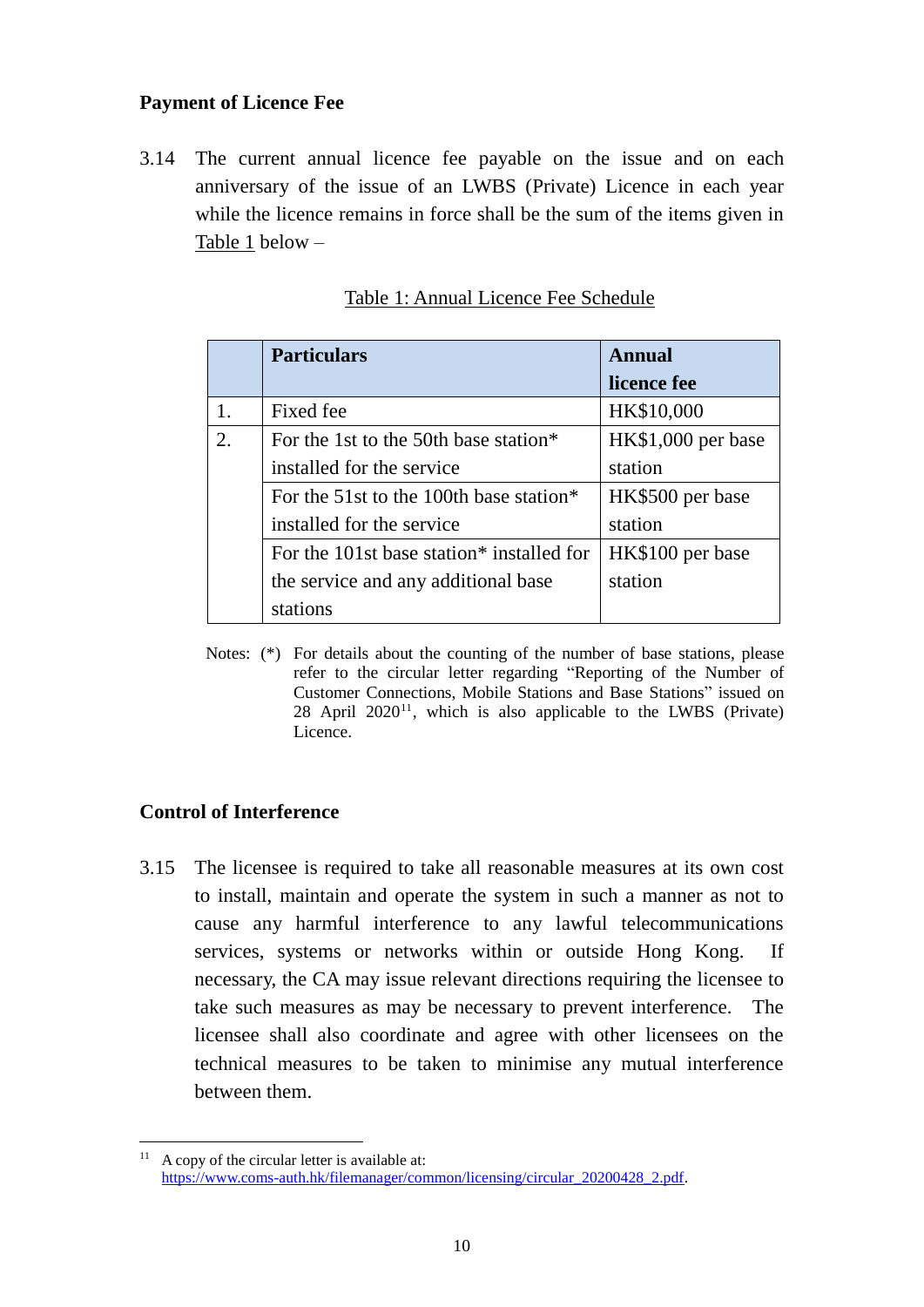**Payment of Licence Fee**

3.14 The current annual licence fee payable on the issue and on each anniversary of the issue of an LWBS (Private) Licence in each year while the licence remains in force shall be the sum of the items given in Table 1 below –

Table 1: Annual Licence Fee Schedule

| | **Particulars** | **Annual licence fee** |
|---|---|---|
| 1. | Fixed fee | HK$10,000 |
| 2. | For the 1st to the 50th base station* installed for the service | HK$1,000 per base station |
| | For the 51st to the 100th base station* installed for the service | HK$500 per base station |
| | For the 101st base station* installed for the service and any additional base stations | HK$100 per base station |

Notes: (*) For details about the counting of the number of base stations, please refer to the circular letter regarding "Reporting of the Number of Customer Connections, Mobile Stations and Base Stations" issued on 28 April 2020[11], which is also applicable to the LWBS (Private) Licence.

**Control of Interference**

3.15 The licensee is required to take all reasonable measures at its own cost to install, maintain and operate the system in such a manner as not to cause any harmful interference to any lawful telecommunications services, systems or networks within or outside Hong Kong. If necessary, the CA may issue relevant directions requiring the licensee to take such measures as may be necessary to prevent interference. The licensee shall also coordinate and agree with other licensees on the technical measures to be taken to minimise any mutual interference between them.

[11] A copy of the circular letter is available at: https://www.coms-auth.hk/filemanager/common/licensing/circular_20200428_2.pdf.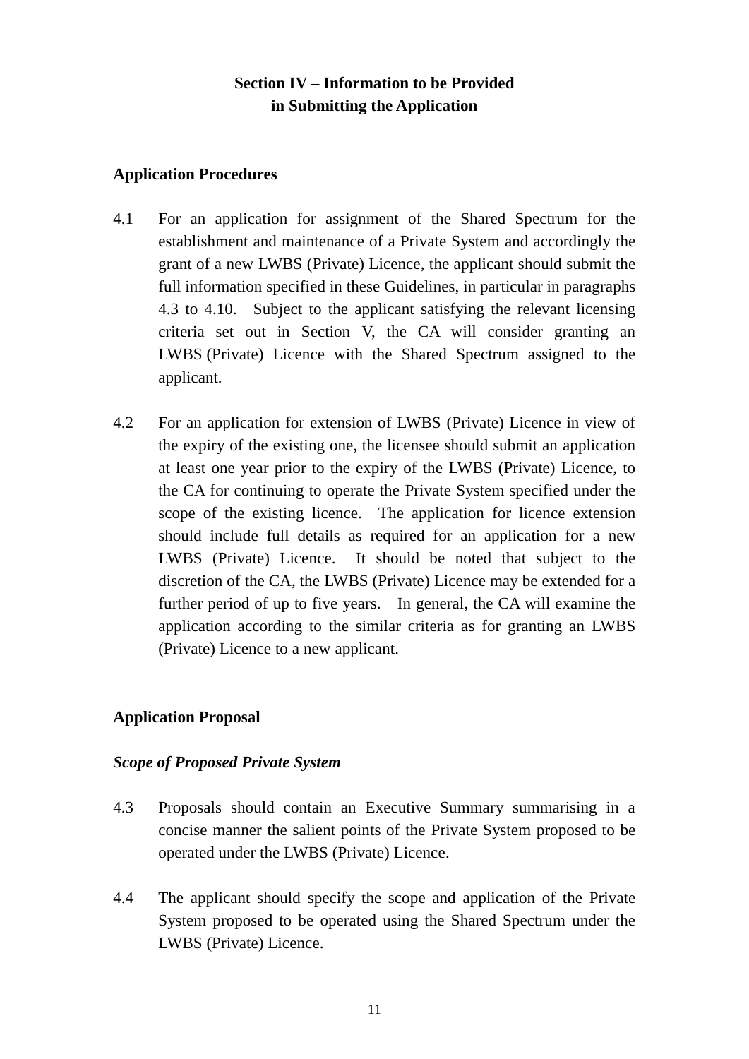## Section IV – Information to be Provided in Submitting the Application

### Application Procedures

4.1 For an application for assignment of the Shared Spectrum for the establishment and maintenance of a Private System and accordingly the grant of a new LWBS (Private) Licence, the applicant should submit the full information specified in these Guidelines, in particular in paragraphs 4.3 to 4.10. Subject to the applicant satisfying the relevant licensing criteria set out in Section V, the CA will consider granting an LWBS (Private) Licence with the Shared Spectrum assigned to the applicant.

4.2 For an application for extension of LWBS (Private) Licence in view of the expiry of the existing one, the licensee should submit an application at least one year prior to the expiry of the LWBS (Private) Licence, to the CA for continuing to operate the Private System specified under the scope of the existing licence. The application for licence extension should include full details as required for an application for a new LWBS (Private) Licence. It should be noted that subject to the discretion of the CA, the LWBS (Private) Licence may be extended for a further period of up to five years. In general, the CA will examine the application according to the similar criteria as for granting an LWBS (Private) Licence to a new applicant.

### Application Proposal

#### *Scope of Proposed Private System*

4.3 Proposals should contain an Executive Summary summarising in a concise manner the salient points of the Private System proposed to be operated under the LWBS (Private) Licence.

4.4 The applicant should specify the scope and application of the Private System proposed to be operated using the Shared Spectrum under the LWBS (Private) Licence.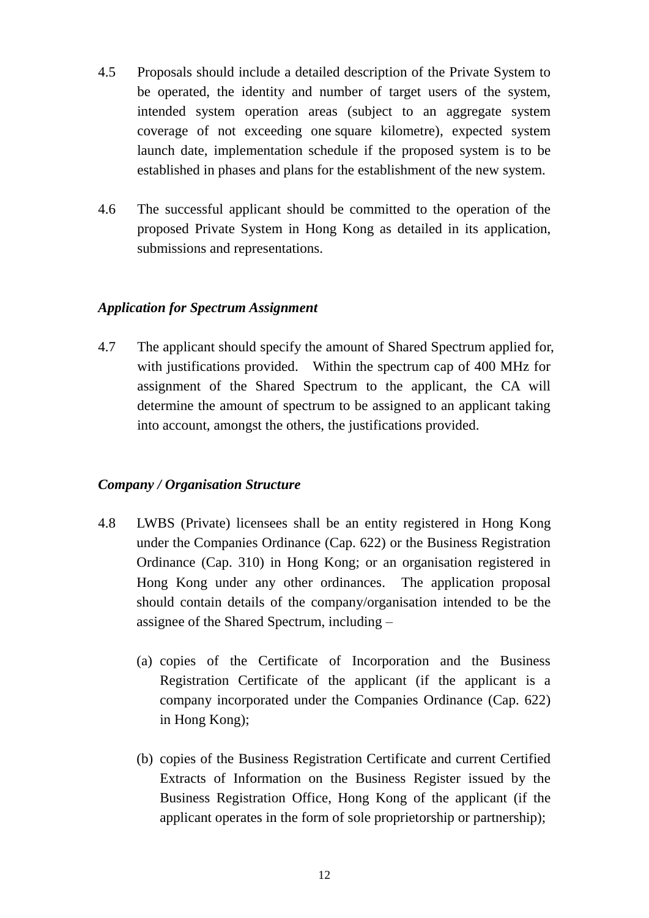4.5 Proposals should include a detailed description of the Private System to be operated, the identity and number of target users of the system, intended system operation areas (subject to an aggregate system coverage of not exceeding one square kilometre), expected system launch date, implementation schedule if the proposed system is to be established in phases and plans for the establishment of the new system.

4.6 The successful applicant should be committed to the operation of the proposed Private System in Hong Kong as detailed in its application, submissions and representations.

### *Application for Spectrum Assignment*

4.7 The applicant should specify the amount of Shared Spectrum applied for, with justifications provided. Within the spectrum cap of 400 MHz for assignment of the Shared Spectrum to the applicant, the CA will determine the amount of spectrum to be assigned to an applicant taking into account, amongst the others, the justifications provided.

### *Company / Organisation Structure*

4.8 LWBS (Private) licensees shall be an entity registered in Hong Kong under the Companies Ordinance (Cap. 622) or the Business Registration Ordinance (Cap. 310) in Hong Kong; or an organisation registered in Hong Kong under any other ordinances. The application proposal should contain details of the company/organisation intended to be the assignee of the Shared Spectrum, including –

(a) copies of the Certificate of Incorporation and the Business Registration Certificate of the applicant (if the applicant is a company incorporated under the Companies Ordinance (Cap. 622) in Hong Kong);

(b) copies of the Business Registration Certificate and current Certified Extracts of Information on the Business Register issued by the Business Registration Office, Hong Kong of the applicant (if the applicant operates in the form of sole proprietorship or partnership);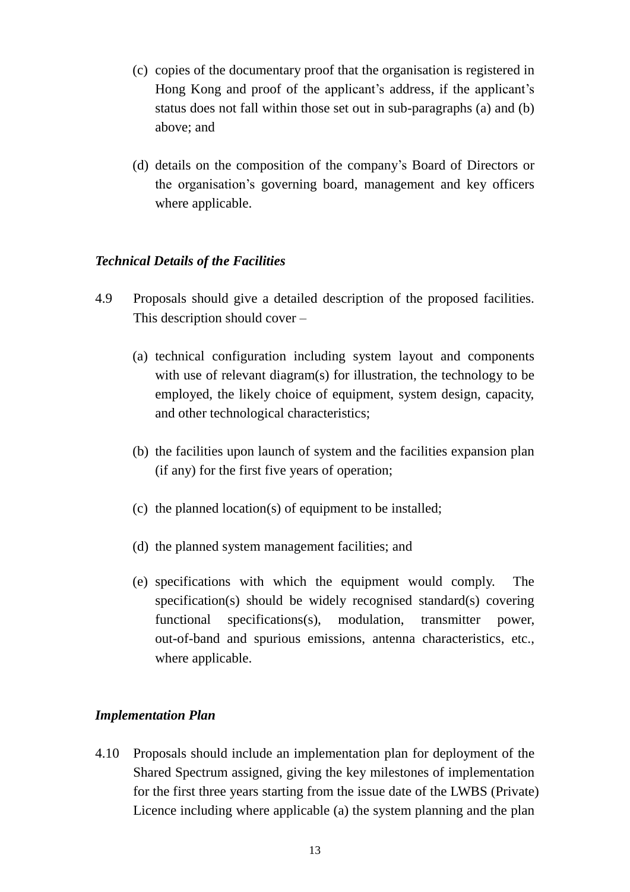(c) copies of the documentary proof that the organisation is registered in Hong Kong and proof of the applicant's address, if the applicant's status does not fall within those set out in sub-paragraphs (a) and (b) above; and

(d) details on the composition of the company's Board of Directors or the organisation's governing board, management and key officers where applicable.

### *Technical Details of the Facilities*

4.9 Proposals should give a detailed description of the proposed facilities. This description should cover –

(a) technical configuration including system layout and components with use of relevant diagram(s) for illustration, the technology to be employed, the likely choice of equipment, system design, capacity, and other technological characteristics;

(b) the facilities upon launch of system and the facilities expansion plan (if any) for the first five years of operation;

(c) the planned location(s) of equipment to be installed;

(d) the planned system management facilities; and

(e) specifications with which the equipment would comply. The specification(s) should be widely recognised standard(s) covering functional specifications(s), modulation, transmitter power, out-of-band and spurious emissions, antenna characteristics, etc., where applicable.

### *Implementation Plan*

4.10 Proposals should include an implementation plan for deployment of the Shared Spectrum assigned, giving the key milestones of implementation for the first three years starting from the issue date of the LWBS (Private) Licence including where applicable (a) the system planning and the plan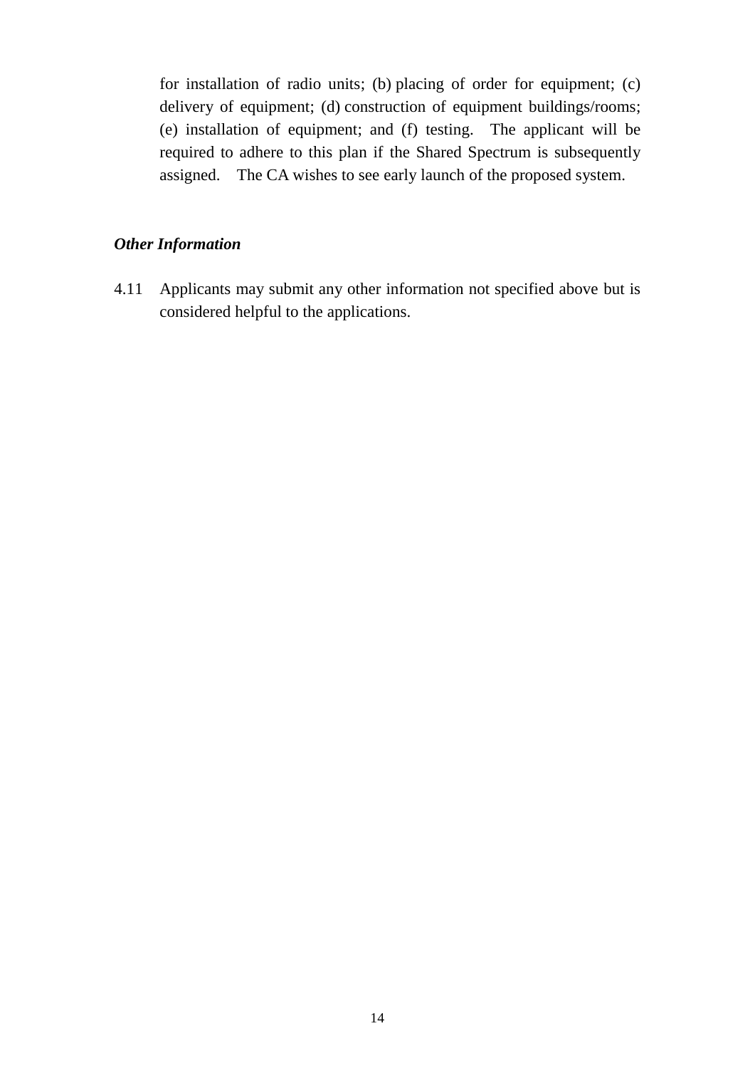for installation of radio units; (b) placing of order for equipment; (c) delivery of equipment; (d) construction of equipment buildings/rooms; (e) installation of equipment; and (f) testing. The applicant will be required to adhere to this plan if the Shared Spectrum is subsequently assigned. The CA wishes to see early launch of the proposed system.

***Other Information***

4.11 Applicants may submit any other information not specified above but is considered helpful to the applications.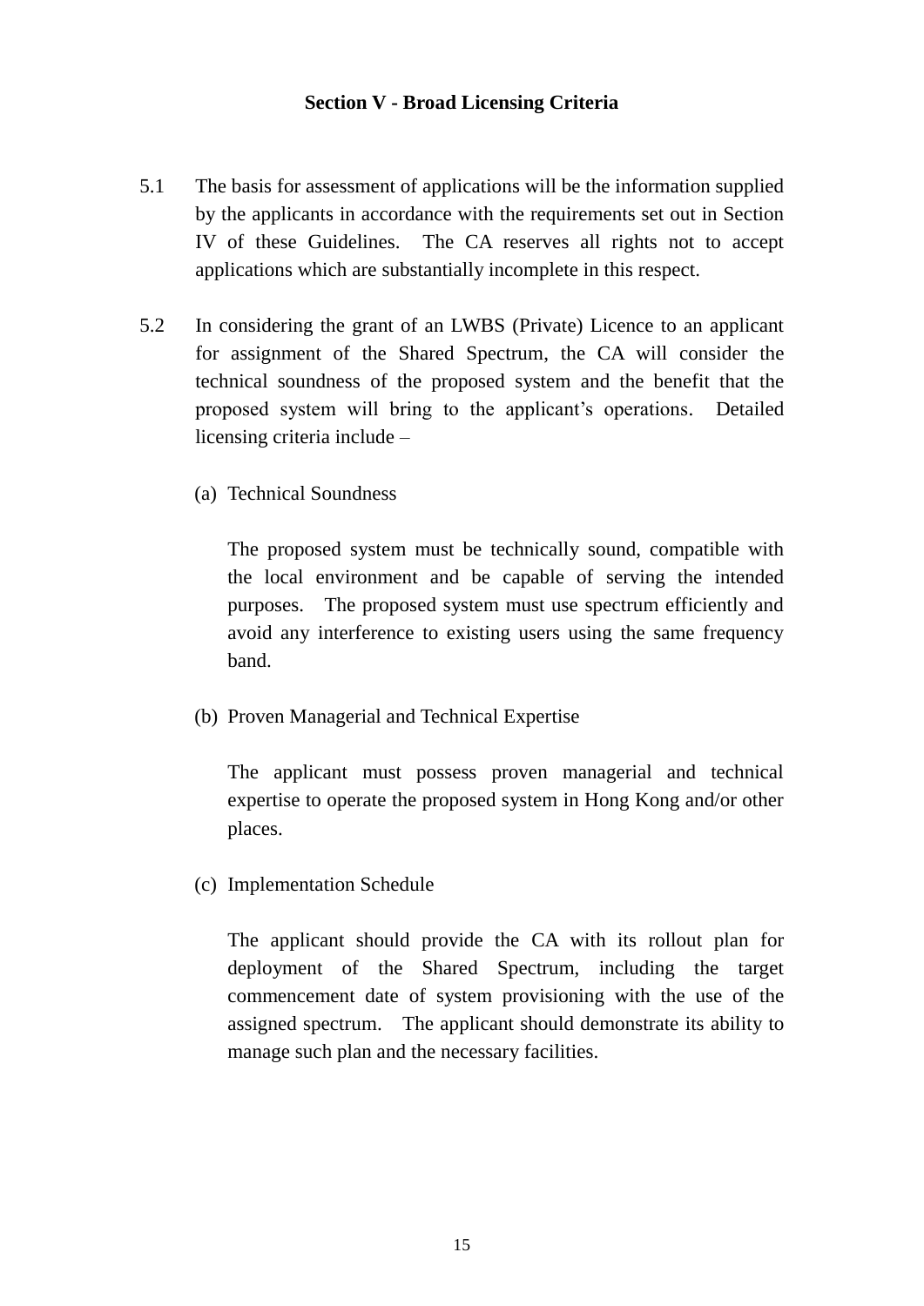## Section V - Broad Licensing Criteria

5.1 The basis for assessment of applications will be the information supplied by the applicants in accordance with the requirements set out in Section IV of these Guidelines. The CA reserves all rights not to accept applications which are substantially incomplete in this respect.

5.2 In considering the grant of an LWBS (Private) Licence to an applicant for assignment of the Shared Spectrum, the CA will consider the technical soundness of the proposed system and the benefit that the proposed system will bring to the applicant's operations. Detailed licensing criteria include –

(a) Technical Soundness

The proposed system must be technically sound, compatible with the local environment and be capable of serving the intended purposes. The proposed system must use spectrum efficiently and avoid any interference to existing users using the same frequency band.

(b) Proven Managerial and Technical Expertise

The applicant must possess proven managerial and technical expertise to operate the proposed system in Hong Kong and/or other places.

(c) Implementation Schedule

The applicant should provide the CA with its rollout plan for deployment of the Shared Spectrum, including the target commencement date of system provisioning with the use of the assigned spectrum. The applicant should demonstrate its ability to manage such plan and the necessary facilities.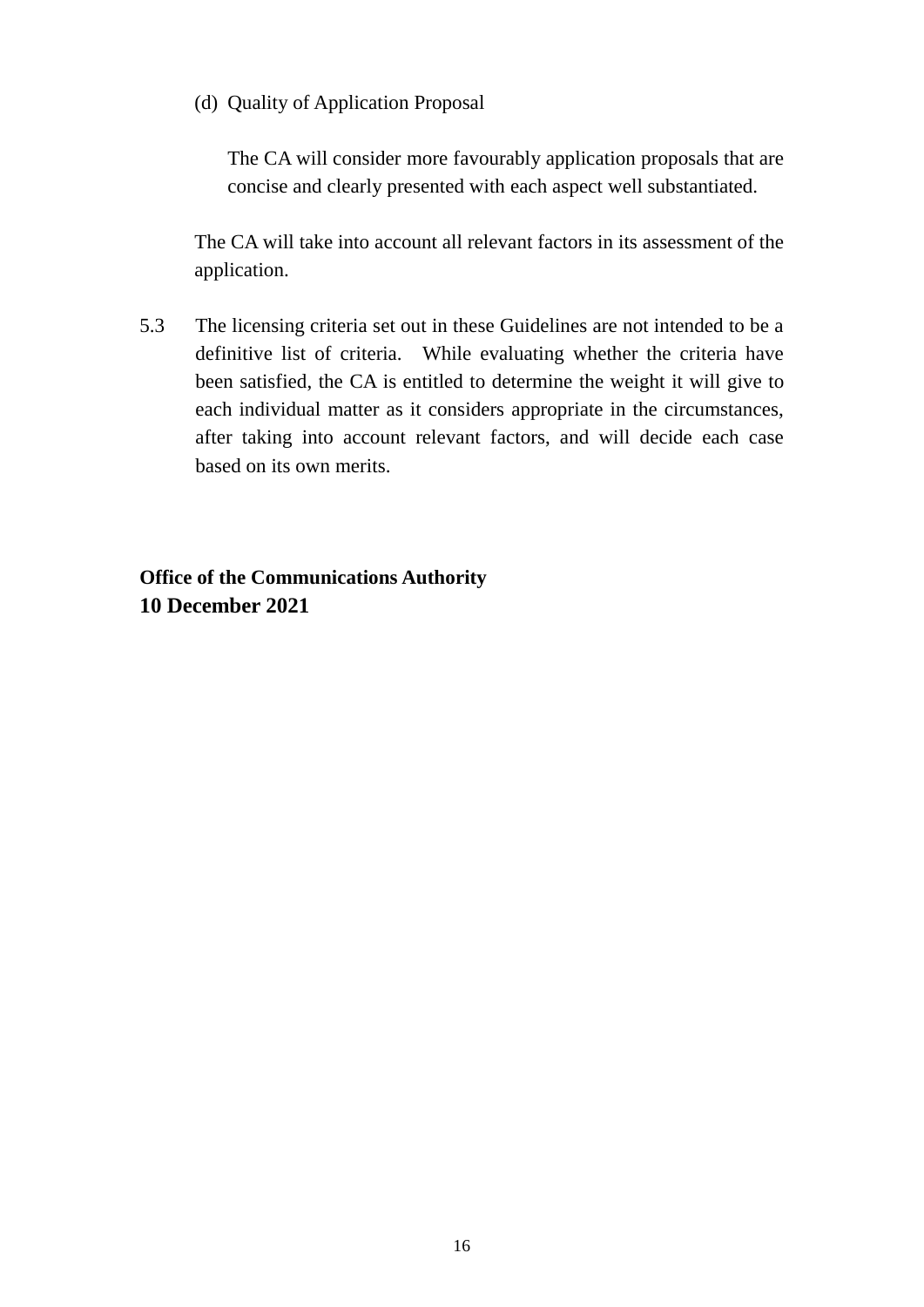(d) Quality of Application Proposal

The CA will consider more favourably application proposals that are concise and clearly presented with each aspect well substantiated.

The CA will take into account all relevant factors in its assessment of the application.

5.3 The licensing criteria set out in these Guidelines are not intended to be a definitive list of criteria. While evaluating whether the criteria have been satisfied, the CA is entitled to determine the weight it will give to each individual matter as it considers appropriate in the circumstances, after taking into account relevant factors, and will decide each case based on its own merits.

**Office of the Communications Authority**
**10 December 2021**